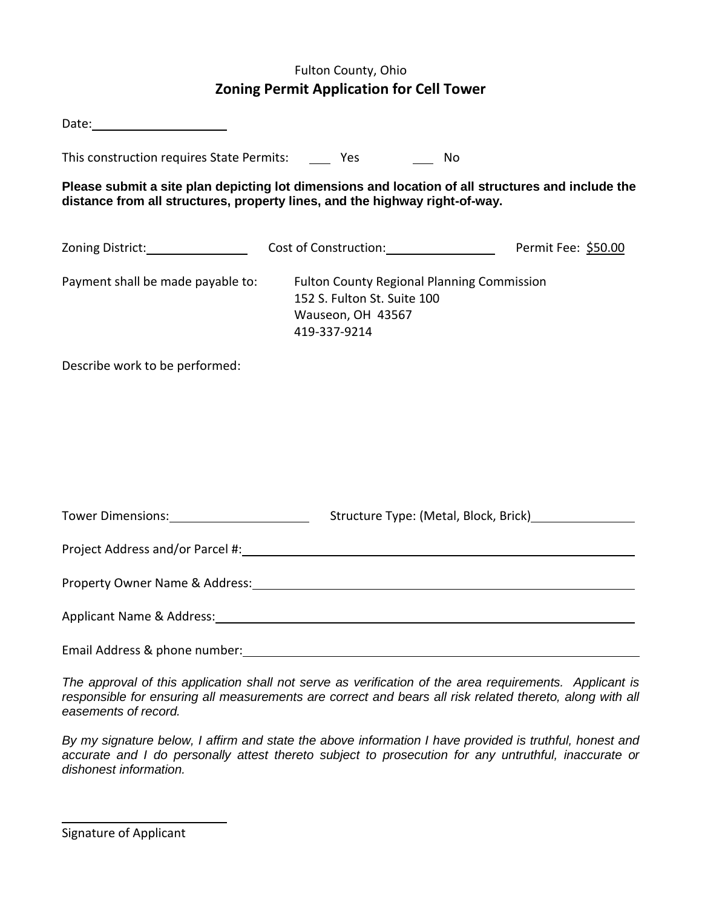Fulton County, Ohio

# Zoning Permit Application for Cell Tower

Date: ____________________

This construction requires State Permits: ___ Yes ___ No

**Please submit a site plan depicting lot dimensions and location of all structures and include the distance from all structures, property lines, and the highway right-of-way.**

Zoning District: ______________ Cost of Construction: _______________ Permit Fee: $50.00

Payment shall be made payable to: Fulton County Regional Planning Commission
152 S. Fulton St. Suite 100
Wauseon, OH 43567
419-337-9214

Describe work to be performed:

Tower Dimensions: ____________________ Structure Type: (Metal, Block, Brick) _______________

Project Address and/or Parcel #: ____________________________________________________________

Property Owner Name & Address: ____________________________________________________________

Applicant Name & Address: ____________________________________________________________

Email Address & phone number: ____________________________________________________________

*The approval of this application shall not serve as verification of the area requirements. Applicant is responsible for ensuring all measurements are correct and bears all risk related thereto, along with all easements of record.*

*By my signature below, I affirm and state the above information I have provided is truthful, honest and accurate and I do personally attest thereto subject to prosecution for any untruthful, inaccurate or dishonest information.*

________________________
Signature of Applicant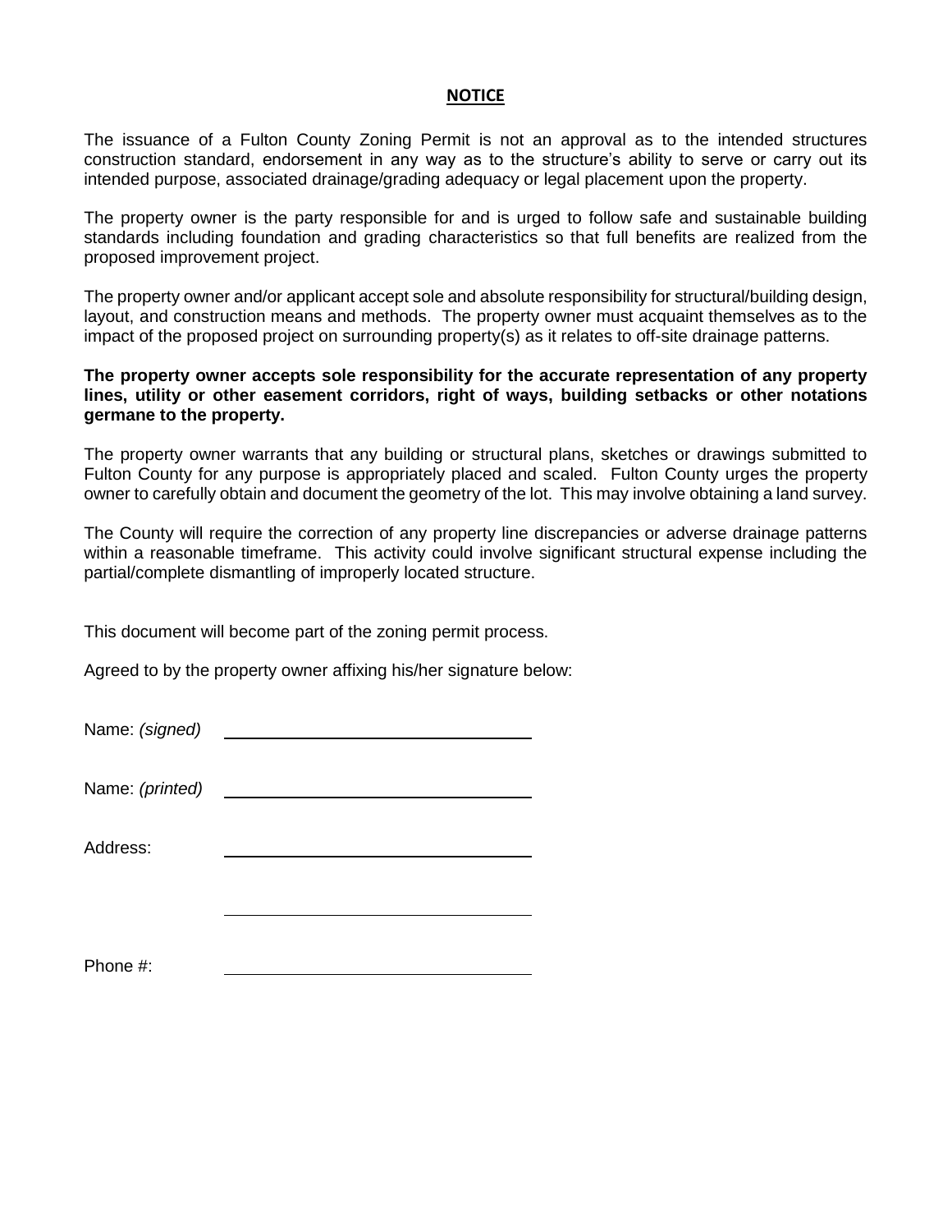**NOTICE**

The issuance of a Fulton County Zoning Permit is not an approval as to the intended structures construction standard, endorsement in any way as to the structure's ability to serve or carry out its intended purpose, associated drainage/grading adequacy or legal placement upon the property.

The property owner is the party responsible for and is urged to follow safe and sustainable building standards including foundation and grading characteristics so that full benefits are realized from the proposed improvement project.

The property owner and/or applicant accept sole and absolute responsibility for structural/building design, layout, and construction means and methods. The property owner must acquaint themselves as to the impact of the proposed project on surrounding property(s) as it relates to off-site drainage patterns.

**The property owner accepts sole responsibility for the accurate representation of any property lines, utility or other easement corridors, right of ways, building setbacks or other notations germane to the property.**

The property owner warrants that any building or structural plans, sketches or drawings submitted to Fulton County for any purpose is appropriately placed and scaled. Fulton County urges the property owner to carefully obtain and document the geometry of the lot. This may involve obtaining a land survey.

The County will require the correction of any property line discrepancies or adverse drainage patterns within a reasonable timeframe. This activity could involve significant structural expense including the partial/complete dismantling of improperly located structure.

This document will become part of the zoning permit process.

Agreed to by the property owner affixing his/her signature below:

Name: *(signed)* ______________________________

Name: *(printed)* ______________________________

Address: ______________________________

______________________________

Phone #: ______________________________